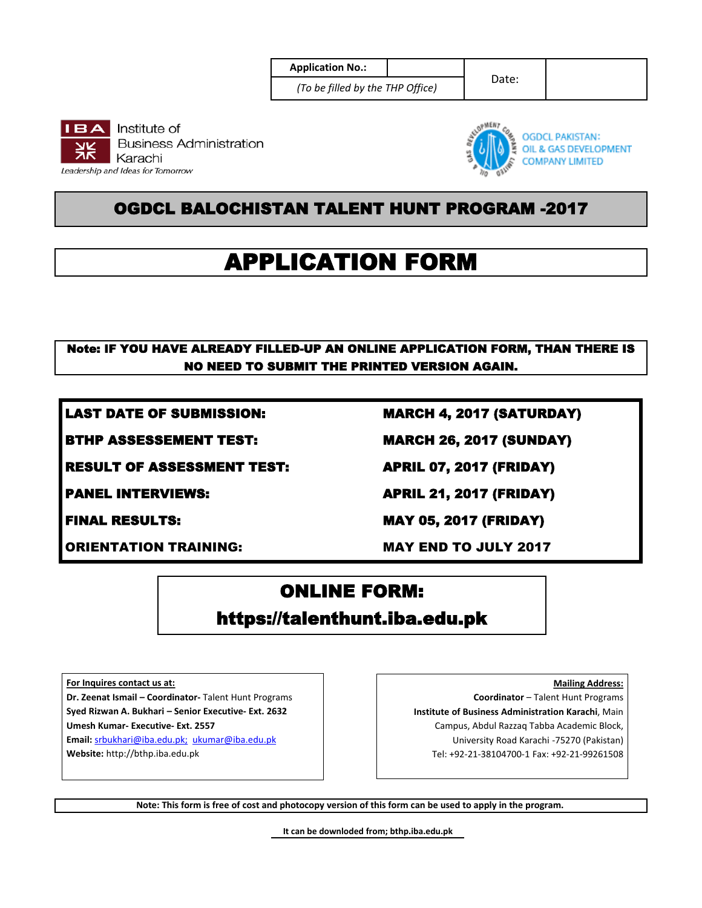| Application No.: | | Date: | |
|---|---|---|---|
| *(To be filled by the THP Office)* | | | |

Institute of Business Administration Karachi
*Leadership and Ideas for Tomorrow*

OGDCL PAKISTAN: OIL & GAS DEVELOPMENT COMPANY LIMITED

# OGDCL BALOCHISTAN TALENT HUNT PROGRAM -2017

# APPLICATION FORM

**Note: IF YOU HAVE ALREADY FILLED-UP AN ONLINE APPLICATION FORM, THAN THERE IS NO NEED TO SUBMIT THE PRINTED VERSION AGAIN.**

| | |
|---|---|
| **LAST DATE OF SUBMISSION:** | **MARCH 4, 2017 (SATURDAY)** |
| **BTHP ASSESSEMENT TEST:** | **MARCH 26, 2017 (SUNDAY)** |
| **RESULT OF ASSESSMENT TEST:** | **APRIL 07, 2017 (FRIDAY)** |
| **PANEL INTERVIEWS:** | **APRIL 21, 2017 (FRIDAY)** |
| **FINAL RESULTS:** | **MAY 05, 2017 (FRIDAY)** |
| **ORIENTATION TRAINING:** | **MAY END TO JULY 2017** |

## ONLINE FORM:
## https://talenthunt.iba.edu.pk

**For Inquires contact us at:**
**Dr. Zeenat Ismail – Coordinator-** Talent Hunt Programs
**Syed Rizwan A. Bukhari – Senior Executive- Ext. 2632**
**Umesh Kumar- Executive- Ext. 2557**
**Email:** srbukhari@iba.edu.pk; ukumar@iba.edu.pk
**Website:** http://bthp.iba.edu.pk

**Mailing Address:**
**Coordinator** – Talent Hunt Programs
**Institute of Business Administration Karachi**, Main Campus, Abdul Razzaq Tabba Academic Block, University Road Karachi -75270 (Pakistan)
Tel: +92-21-38104700-1 Fax: +92-21-99261508

**Note: This form is free of cost and photocopy version of this form can be used to apply in the program.**

**It can be downloaded from; bthp.iba.edu.pk**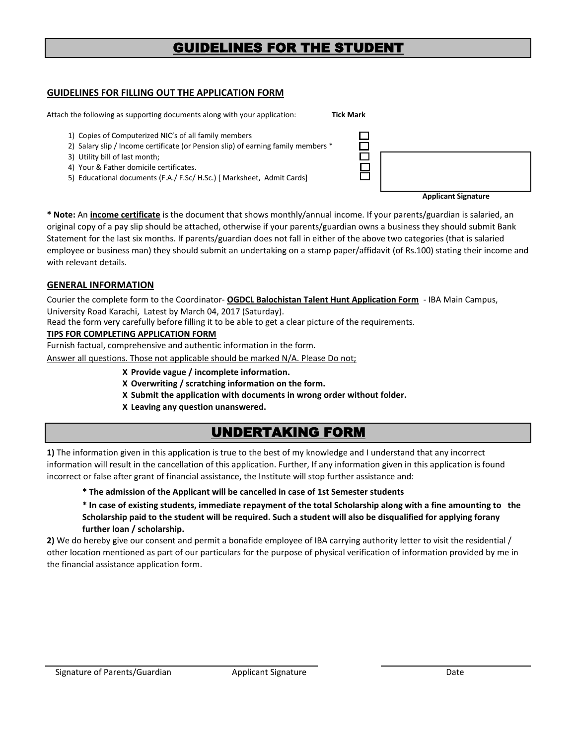# GUIDELINES FOR THE STUDENT

## GUIDELINES FOR FILLING OUT THE APPLICATION FORM

Attach the following as supporting documents along with your application: **Tick Mark**

1) Copies of Computerized NIC's of all family members ☐
2) Salary slip / Income certificate (or Pension slip) of earning family members * ☐
3) Utility bill of last month; ☐
4) Your & Father domicile certificates. ☐
5) Educational documents (F.A./ F.Sc/ H.Sc.) [ Marksheet, Admit Cards] ☐

**Applicant Signature**

**\* Note:** An **income certificate** is the document that shows monthly/annual income. If your parents/guardian is salaried, an original copy of a pay slip should be attached, otherwise if your parents/guardian owns a business they should submit Bank Statement for the last six months. If parents/guardian does not fall in either of the above two categories (that is salaried employee or business man) they should submit an undertaking on a stamp paper/affidavit (of Rs.100) stating their income and with relevant details.

## GENERAL INFORMATION

Courier the complete form to the Coordinator- **OGDCL Balochistan Talent Hunt Application Form** - IBA Main Campus, University Road Karachi, Latest by March 04, 2017 (Saturday).

Read the form very carefully before filling it to be able to get a clear picture of the requirements.

**TIPS FOR COMPLETING APPLICATION FORM**

Furnish factual, comprehensive and authentic information in the form.

Answer all questions. Those not applicable should be marked N/A. Please Do not;

- **X Provide vague / incomplete information.**
- **X Overwriting / scratching information on the form.**
- **X Submit the application with documents in wrong order without folder.**
- **X Leaving any question unanswered.**

# UNDERTAKING FORM

**1)** The information given in this application is true to the best of my knowledge and I understand that any incorrect information will result in the cancellation of this application. Further, If any information given in this application is found incorrect or false after grant of financial assistance, the Institute will stop further assistance and:

**\* The admission of the Applicant will be cancelled in case of 1st Semester students**

**\* In case of existing students, immediate repayment of the total Scholarship along with a fine amounting to the Scholarship paid to the student will be required. Such a student will also be disqualified for applying forany further loan / scholarship.**

**2)** We do hereby give our consent and permit a bonafide employee of IBA carrying authority letter to visit the residential / other location mentioned as part of our particulars for the purpose of physical verification of information provided by me in the financial assistance application form.

Signature of Parents/Guardian Applicant Signature Date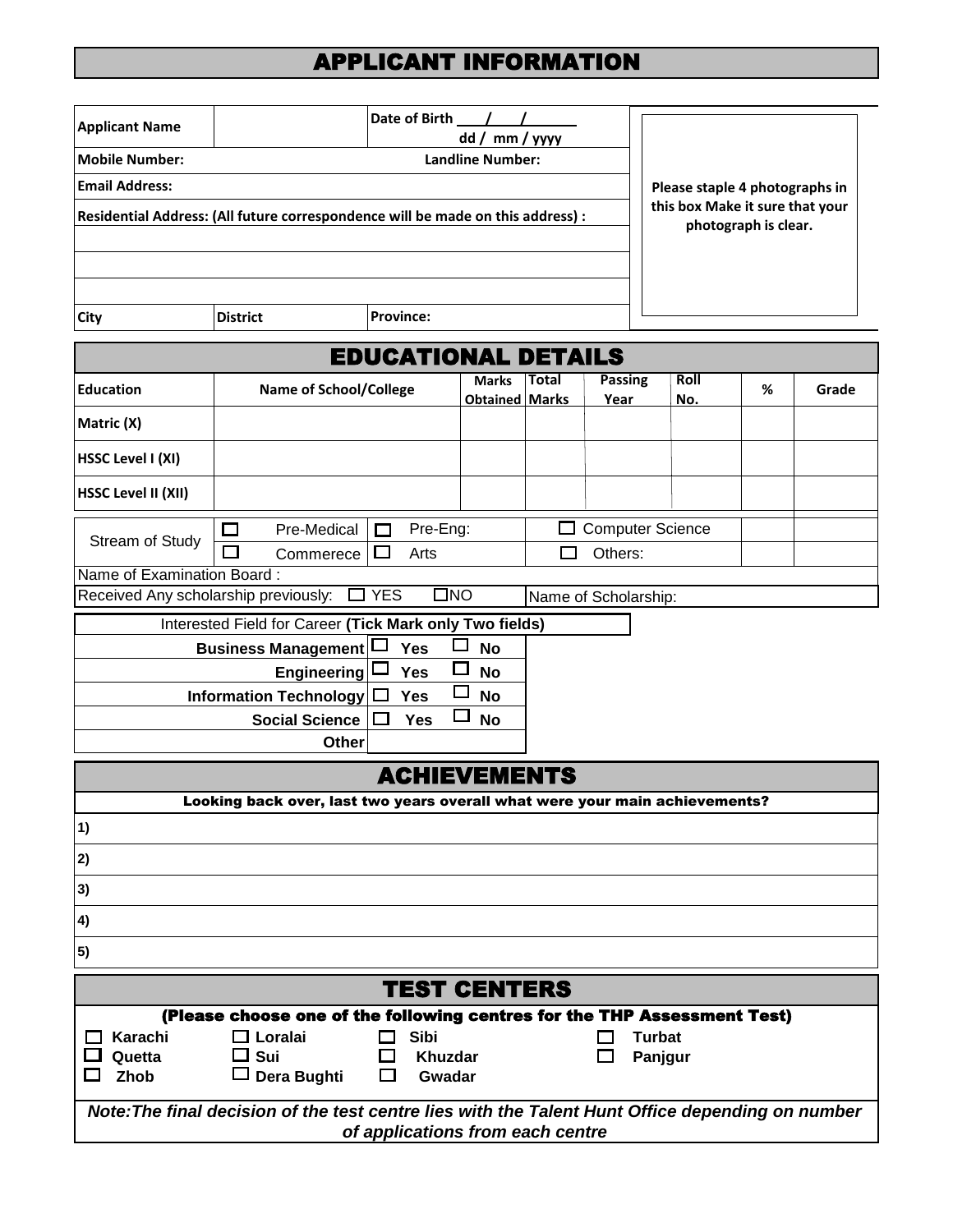# APPLICANT INFORMATION

| Applicant Name | | Date of Birth ___/___/______ dd / mm / yyyy |
|---|---|---|
| Mobile Number: | | Landline Number: |
| Email Address: | | |
| Residential Address: (All future correspondence will be made on this address) : | | |
| | | |
| | | |
| | | |
| City | District | Province: |

Please staple 4 photographs in this box Make it sure that your photograph is clear.

# EDUCATIONAL DETAILS

| Education | Name of School/College | Marks Obtained | Total Marks | Passing Year | Roll No. | % | Grade |
|---|---|---|---|---|---|---|---|
| Matric (X) | | | | | | | |
| HSSC Level I (XI) | | | | | | | |
| HSSC Level II (XII) | | | | | | | |

Stream of Study: ☐ Pre-Medical ☐ Pre-Eng: ☐ Computer Science ☐ Commerece ☐ Arts ☐ Others:

Name of Examination Board :

Received Any scholarship previously: ☐ YES ☐ NO Name of Scholarship:

| Interested Field for Career **(Tick Mark only Two fields)** | | |
|---|---|---|
| **Business Management** | ☐ **Yes** | ☐ **No** |
| **Engineering** | ☐ **Yes** | ☐ **No** |
| **Information Technology** | ☐ **Yes** | ☐ **No** |
| **Social Science** | ☐ **Yes** | ☐ **No** |
| **Other** | | |

# ACHIEVEMENTS

**Looking back over, last two years overall what were your main achievements?**

1)

2)

3)

4)

5)

# TEST CENTERS

**(Please choose one of the following centres for the THP Assessment Test)**

| | | | |
|---|---|---|---|
| ☐ **Karachi** | ☐ **Loralai** | ☐ **Sibi** | ☐ **Turbat** |
| ☐ **Quetta** | ☐ **Sui** | ☐ **Khuzdar** | ☐ **Panjgur** |
| ☐ **Zhob** | ☐ **Dera Bughti** | ☐ **Gwadar** | |

***Note:The final decision of the test centre lies with the Talent Hunt Office depending on number of applications from each centre***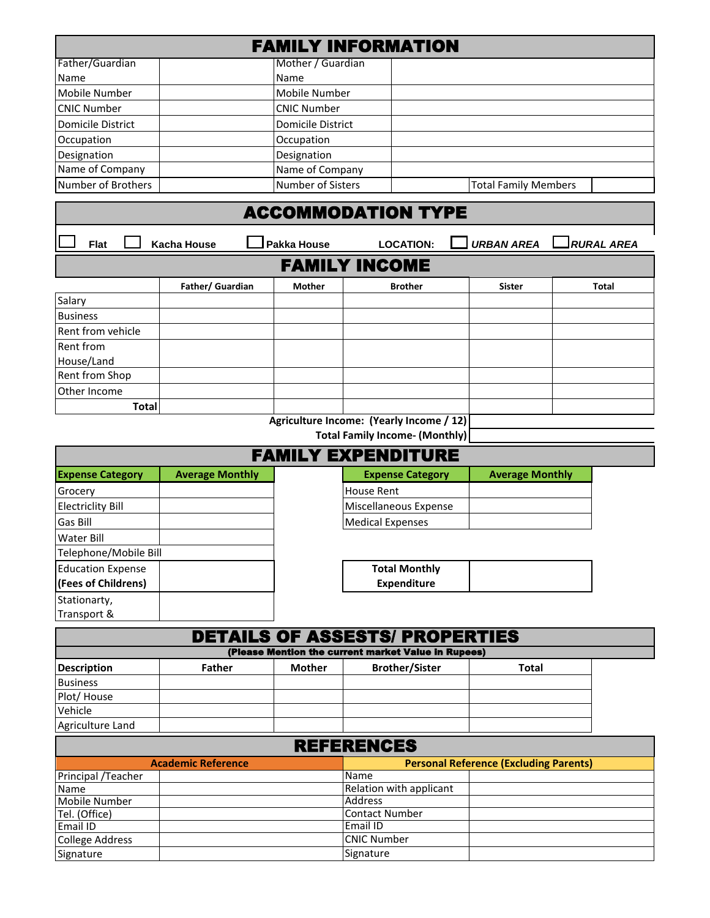## FAMILY INFORMATION

| | | | | | |
|---|---|---|---|---|---|
| Father/Guardian Name | | Mother / Guardian Name | | | |
| Mobile Number | | Mobile Number | | | |
| CNIC Number | | CNIC Number | | | |
| Domicile District | | Domicile District | | | |
| Occupation | | Occupation | | | |
| Designation | | Designation | | | |
| Name of Company | | Name of Company | | | |
| Number of Brothers | | Number of Sisters | | Total Family Members | |

## ACCOMMODATION TYPE

☐ **Flat** ☐ **Kacha House** ☐ **Pakka House** **LOCATION:** ☐ ***URBAN AREA*** ☐ ***RURAL AREA***

## FAMILY INCOME

| | Father/ Guardian | Mother | Brother | Sister | Total |
|---|---|---|---|---|---|
| Salary | | | | | |
| Business | | | | | |
| Rent from vehicle | | | | | |
| Rent from House/Land | | | | | |
| Rent from Shop | | | | | |
| Other Income | | | | | |
| **Total** | | | | | |

**Agriculture Income: (Yearly Income / 12)**

**Total Family Income- (Monthly)**

## FAMILY EXPENDITURE

| Expense Category | Average Monthly |
|---|---|
| Grocery | |
| Electriclity Bill | |
| Gas Bill | |
| Water Bill | |
| Telephone/Mobile Bill | |
| Education Expense **(Fees of Childrens)** | |
| Stationarty, Transport & | |

| Expense Category | Average Monthly |
|---|---|
| House Rent | |
| Miscellaneous Expense | |
| Medical Expenses | |
| **Total Monthly Expenditure** | |

## DETAILS OF ASSESTS/ PROPERTIES

**(Please Mention the current market Value in Rupees)**

| Description | Father | Mother | Brother/Sister | Total |
|---|---|---|---|---|
| Business | | | | |
| Plot/ House | | | | |
| Vehicle | | | | |
| Agriculture Land | | | | |

## REFERENCES

| Academic Reference | | Personal Reference (Excluding Parents) | |
|---|---|---|---|
| Principal /Teacher | | Name | |
| Name | | Relation with applicant | |
| Mobile Number | | Address | |
| Tel. (Office) | | Contact Number | |
| Email ID | | Email ID | |
| College Address | | CNIC Number | |
| Signature | | Signature | |